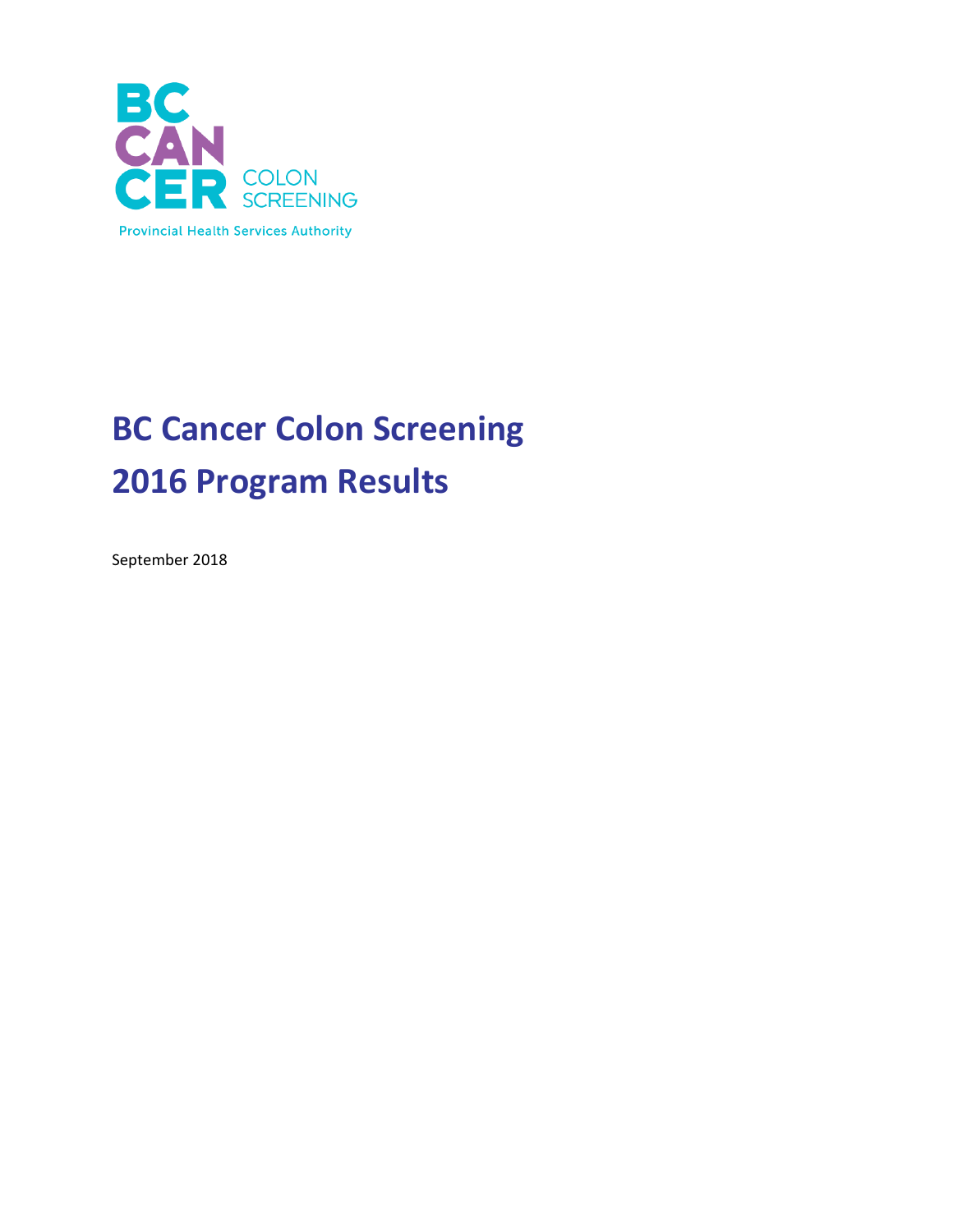BC CANCER COLON SCREENING

Provincial Health Services Authority

# BC Cancer Colon Screening
# 2016 Program Results

September 2018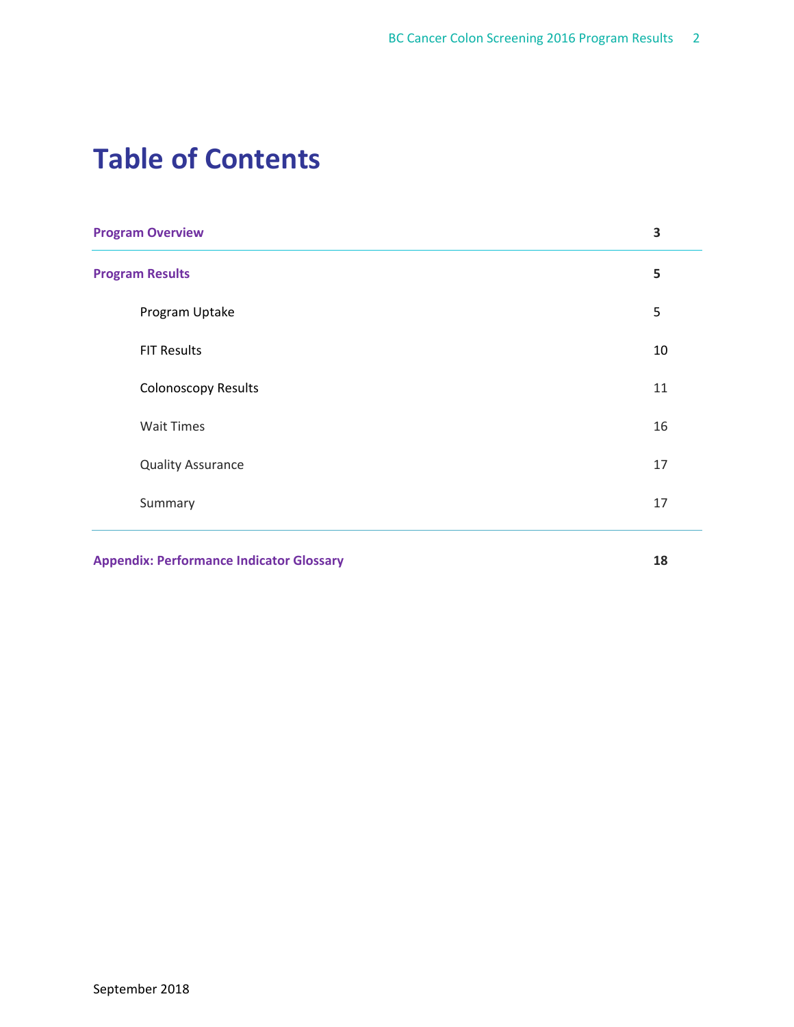# Table of Contents

| | |
|---|---|
| **Program Overview** | **3** |
| **Program Results** | **5** |
| Program Uptake | 5 |
| FIT Results | 10 |
| Colonoscopy Results | 11 |
| Wait Times | 16 |
| Quality Assurance | 17 |
| Summary | 17 |
| **Appendix: Performance Indicator Glossary** | **18** |

September 2018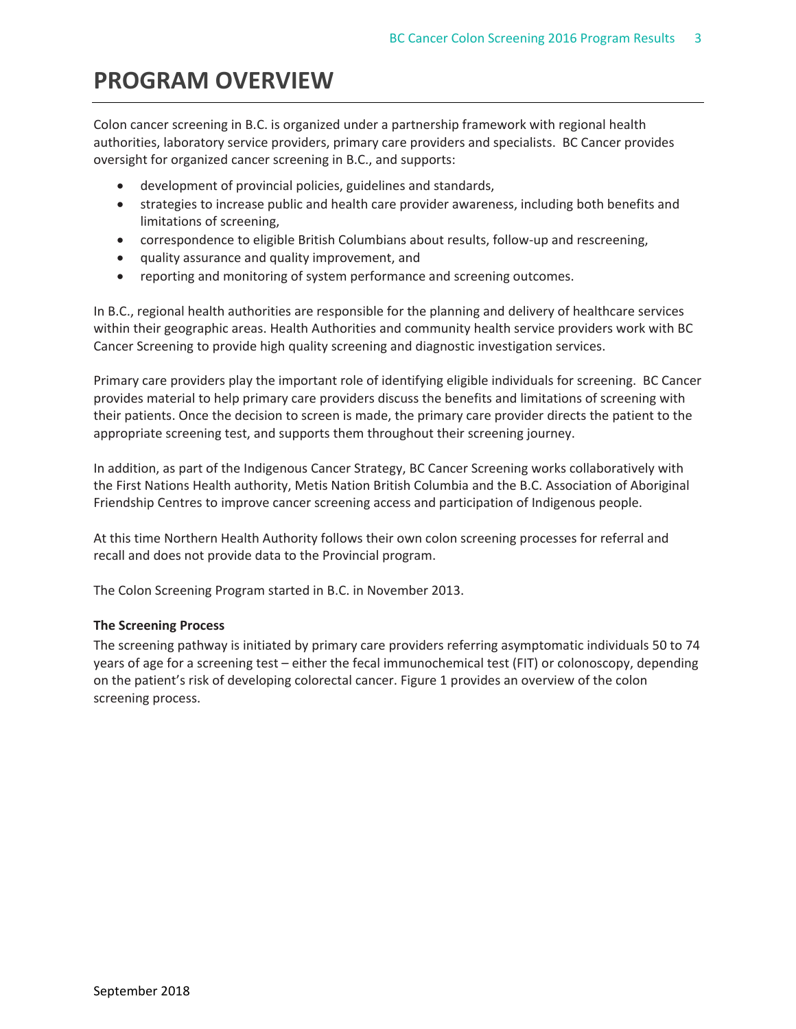# PROGRAM OVERVIEW

Colon cancer screening in B.C. is organized under a partnership framework with regional health authorities, laboratory service providers, primary care providers and specialists. BC Cancer provides oversight for organized cancer screening in B.C., and supports:

- development of provincial policies, guidelines and standards,
- strategies to increase public and health care provider awareness, including both benefits and limitations of screening,
- correspondence to eligible British Columbians about results, follow-up and rescreening,
- quality assurance and quality improvement, and
- reporting and monitoring of system performance and screening outcomes.

In B.C., regional health authorities are responsible for the planning and delivery of healthcare services within their geographic areas. Health Authorities and community health service providers work with BC Cancer Screening to provide high quality screening and diagnostic investigation services.

Primary care providers play the important role of identifying eligible individuals for screening. BC Cancer provides material to help primary care providers discuss the benefits and limitations of screening with their patients. Once the decision to screen is made, the primary care provider directs the patient to the appropriate screening test, and supports them throughout their screening journey.

In addition, as part of the Indigenous Cancer Strategy, BC Cancer Screening works collaboratively with the First Nations Health authority, Metis Nation British Columbia and the B.C. Association of Aboriginal Friendship Centres to improve cancer screening access and participation of Indigenous people.

At this time Northern Health Authority follows their own colon screening processes for referral and recall and does not provide data to the Provincial program.

The Colon Screening Program started in B.C. in November 2013.

**The Screening Process**

The screening pathway is initiated by primary care providers referring asymptomatic individuals 50 to 74 years of age for a screening test – either the fecal immunochemical test (FIT) or colonoscopy, depending on the patient's risk of developing colorectal cancer. Figure 1 provides an overview of the colon screening process.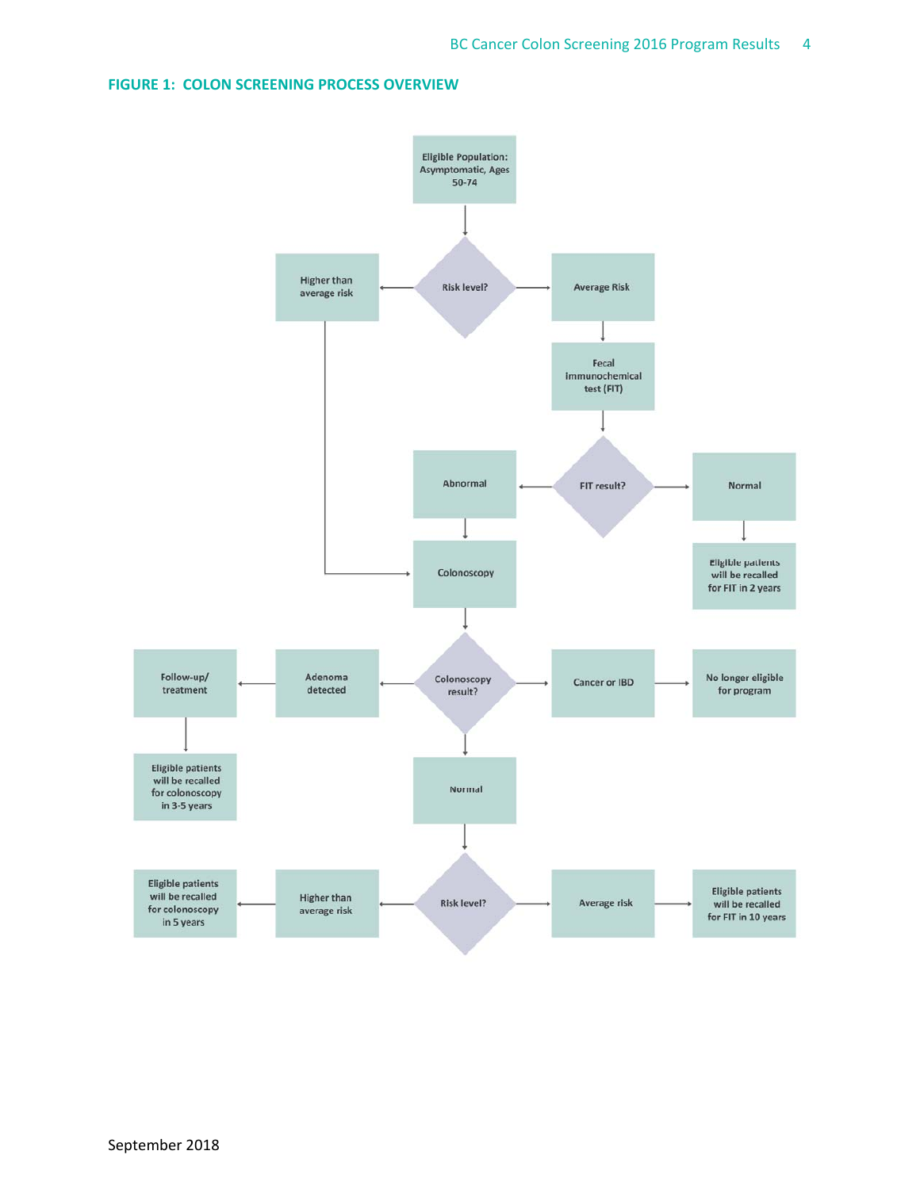## FIGURE 1: COLON SCREENING PROCESS OVERVIEW

- Eligible Population: Asymptomatic, Ages 50-74
- Risk level?
  - Higher than average risk → Colonoscopy
  - Average Risk → Fecal Immunochemical test (FIT)
- FIT result?
  - Abnormal → Colonoscopy
  - Normal → Eligible patients will be recalled for FIT in 2 years
- Colonoscopy result?
  - Adenoma detected → Follow-up/ treatment → Eligible patients will be recalled for colonoscopy in 3-5 years
  - Cancer or IBD → No longer eligible for program
  - Normal → Risk level?
    - Higher than average risk → Eligible patients will be recalled for colonoscopy in 5 years
    - Average risk → Eligible patients will be recalled for FIT in 10 years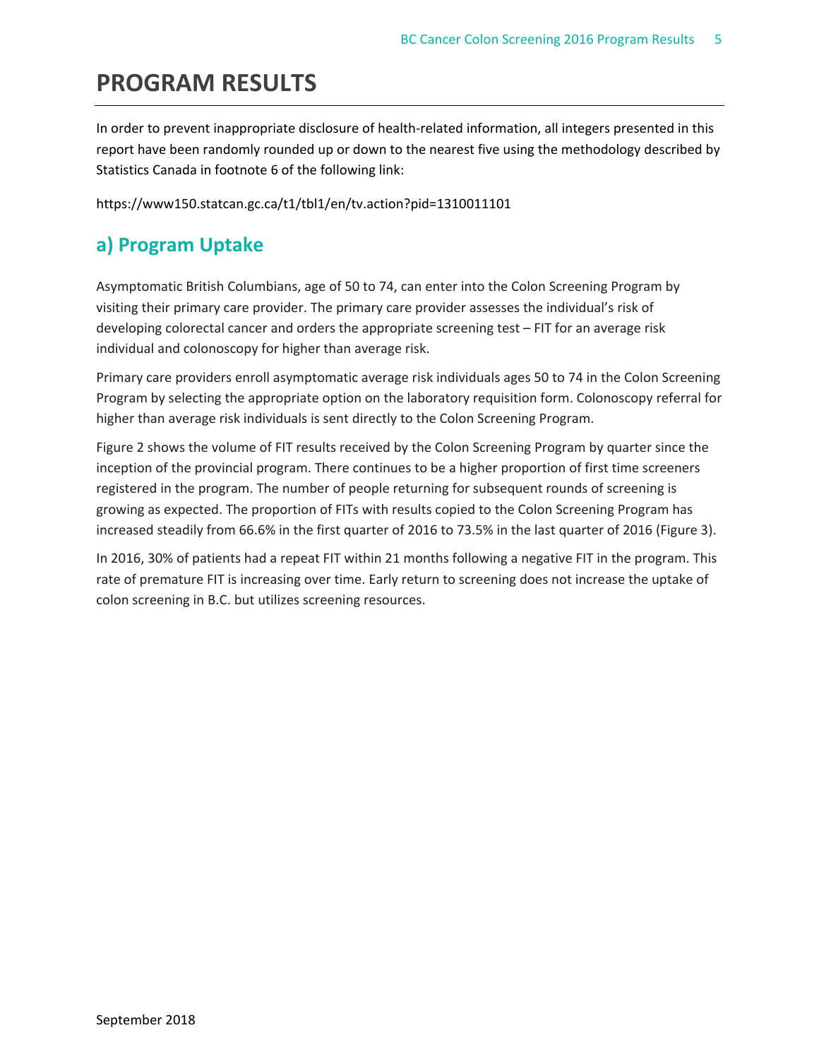# PROGRAM RESULTS

In order to prevent inappropriate disclosure of health-related information, all integers presented in this report have been randomly rounded up or down to the nearest five using the methodology described by Statistics Canada in footnote 6 of the following link:

https://www150.statcan.gc.ca/t1/tbl1/en/tv.action?pid=1310011101

## a) Program Uptake

Asymptomatic British Columbians, age of 50 to 74, can enter into the Colon Screening Program by visiting their primary care provider. The primary care provider assesses the individual's risk of developing colorectal cancer and orders the appropriate screening test – FIT for an average risk individual and colonoscopy for higher than average risk.

Primary care providers enroll asymptomatic average risk individuals ages 50 to 74 in the Colon Screening Program by selecting the appropriate option on the laboratory requisition form. Colonoscopy referral for higher than average risk individuals is sent directly to the Colon Screening Program.

Figure 2 shows the volume of FIT results received by the Colon Screening Program by quarter since the inception of the provincial program. There continues to be a higher proportion of first time screeners registered in the program. The number of people returning for subsequent rounds of screening is growing as expected. The proportion of FITs with results copied to the Colon Screening Program has increased steadily from 66.6% in the first quarter of 2016 to 73.5% in the last quarter of 2016 (Figure 3).

In 2016, 30% of patients had a repeat FIT within 21 months following a negative FIT in the program. This rate of premature FIT is increasing over time. Early return to screening does not increase the uptake of colon screening in B.C. but utilizes screening resources.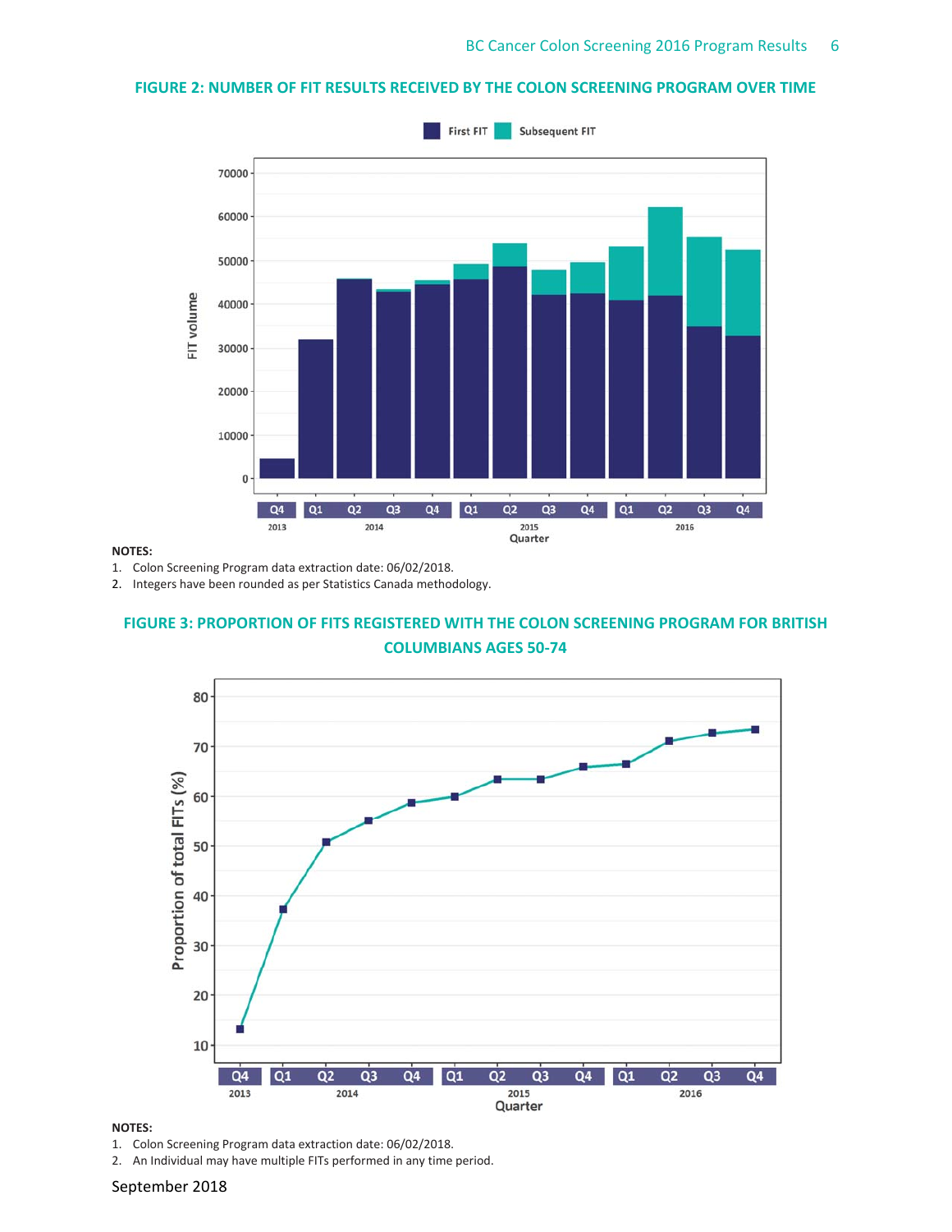## FIGURE 2: NUMBER OF FIT RESULTS RECEIVED BY THE COLON SCREENING PROGRAM OVER TIME

**NOTES:**

1. Colon Screening Program data extraction date: 06/02/2018.
2. Integers have been rounded as per Statistics Canada methodology.

## FIGURE 3: PROPORTION OF FITS REGISTERED WITH THE COLON SCREENING PROGRAM FOR BRITISH COLUMBIANS AGES 50-74

**NOTES:**

1. Colon Screening Program data extraction date: 06/02/2018.
2. An Individual may have multiple FITs performed in any time period.

September 2018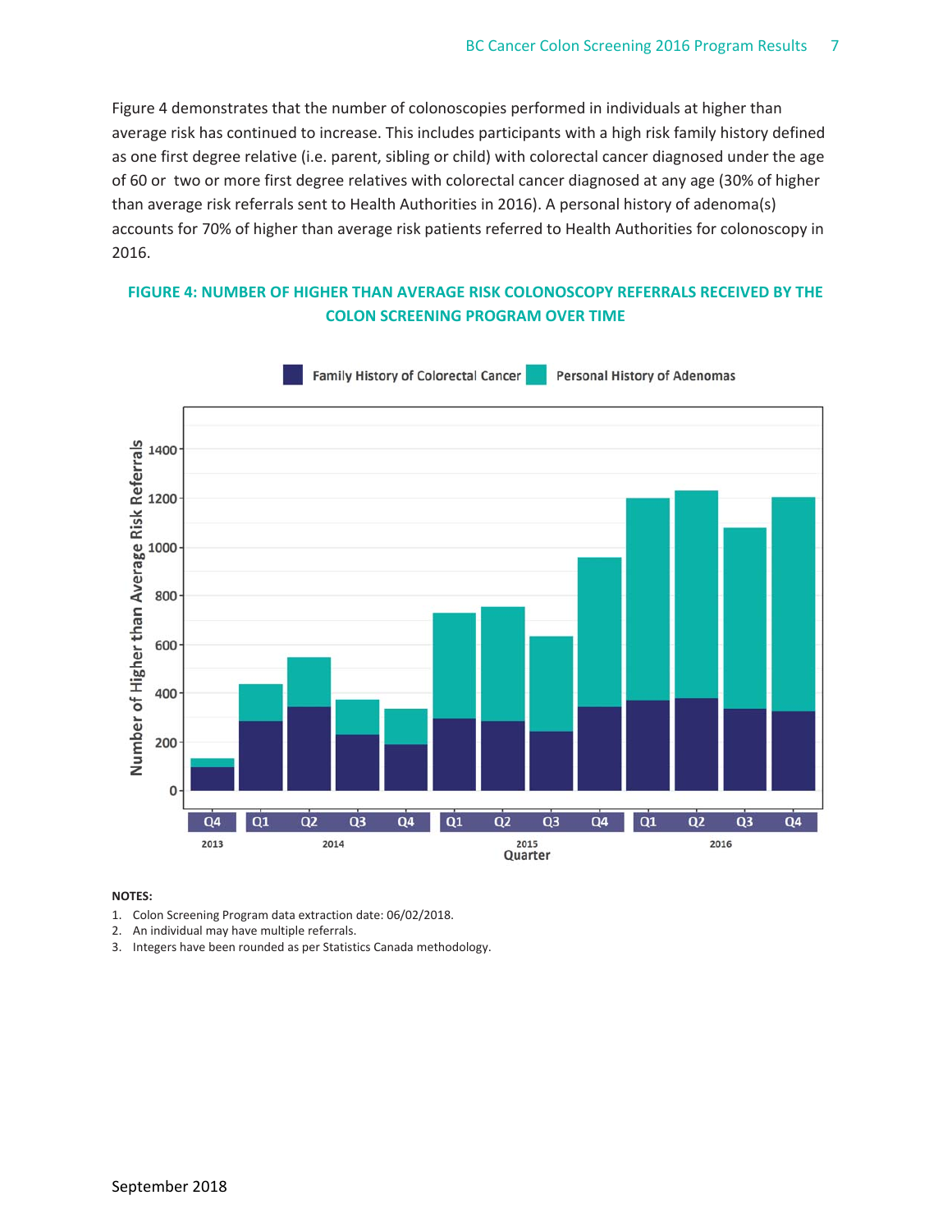Figure 4 demonstrates that the number of colonoscopies performed in individuals at higher than average risk has continued to increase. This includes participants with a high risk family history defined as one first degree relative (i.e. parent, sibling or child) with colorectal cancer diagnosed under the age of 60 or two or more first degree relatives with colorectal cancer diagnosed at any age (30% of higher than average risk referrals sent to Health Authorities in 2016). A personal history of adenoma(s) accounts for 70% of higher than average risk patients referred to Health Authorities for colonoscopy in 2016.

**FIGURE 4: NUMBER OF HIGHER THAN AVERAGE RISK COLONOSCOPY REFERRALS RECEIVED BY THE COLON SCREENING PROGRAM OVER TIME**

**NOTES:**

1. Colon Screening Program data extraction date: 06/02/2018.
2. An individual may have multiple referrals.
3. Integers have been rounded as per Statistics Canada methodology.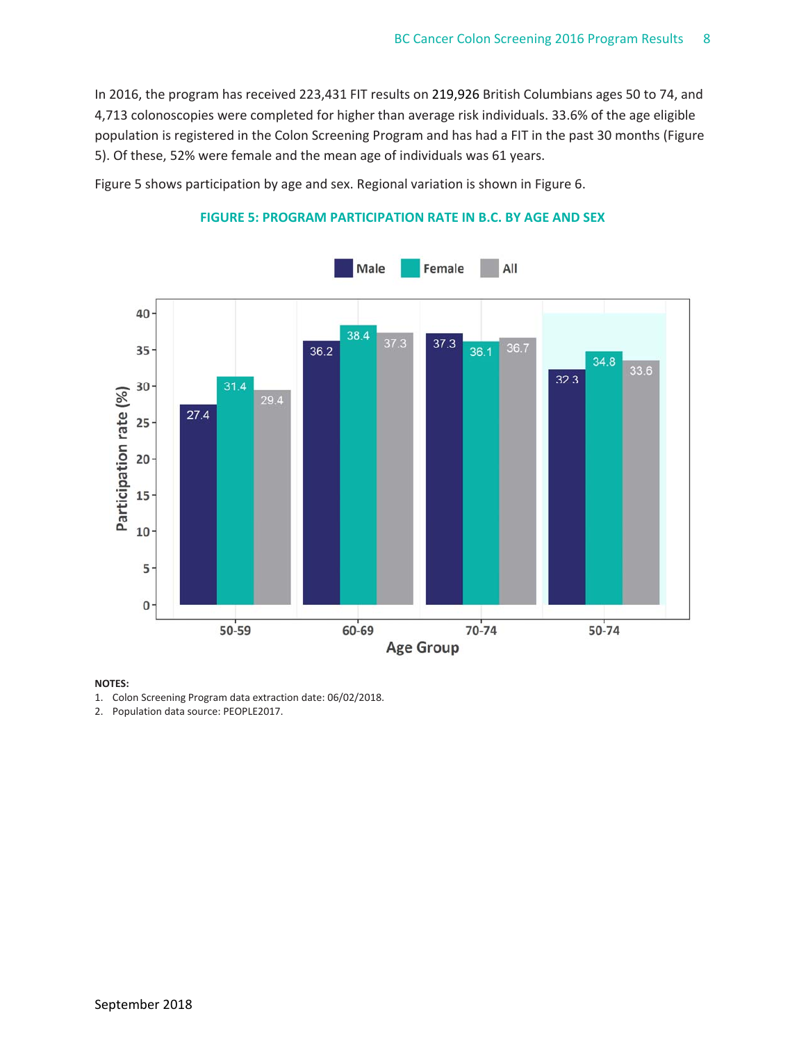In 2016, the program has received 223,431 FIT results on 219,926 British Columbians ages 50 to 74, and 4,713 colonoscopies were completed for higher than average risk individuals. 33.6% of the age eligible population is registered in the Colon Screening Program and has had a FIT in the past 30 months (Figure 5). Of these, 52% were female and the mean age of individuals was 61 years.

Figure 5 shows participation by age and sex. Regional variation is shown in Figure 6.

### FIGURE 5: PROGRAM PARTICIPATION RATE IN B.C. BY AGE AND SEX

| Age Group | Male | Female | All |
|---|---|---|---|
| 50-59 | 27.4 | 31.4 | 29.4 |
| 60-69 | 36.2 | 38.4 | 37.3 |
| 70-74 | 37.3 | 36.1 | 36.7 |
| 50-74 | 32.3 | 34.8 | 33.6 |

Participation rate (%)

**NOTES:**

1. Colon Screening Program data extraction date: 06/02/2018.
2. Population data source: PEOPLE2017.

September 2018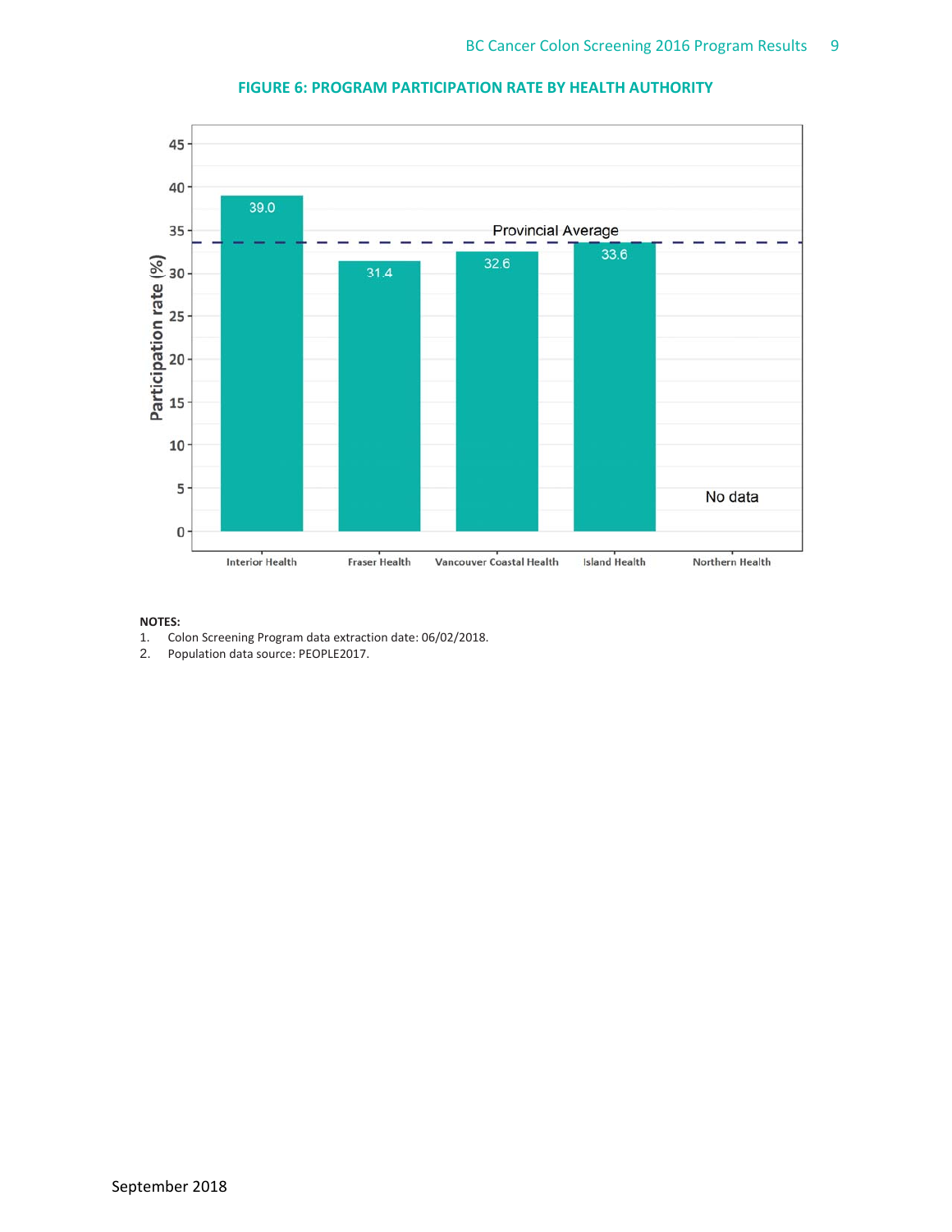**FIGURE 6: PROGRAM PARTICIPATION RATE BY HEALTH AUTHORITY**

| Health Authority | Participation rate (%) |
|---|---|
| Interior Health | 39.0 |
| Fraser Health | 31.4 |
| Vancouver Coastal Health | 32.6 |
| Island Health | 33.6 |
| Northern Health | No data |

Provincial Average

**NOTES:**

1. Colon Screening Program data extraction date: 06/02/2018.
2. Population data source: PEOPLE2017.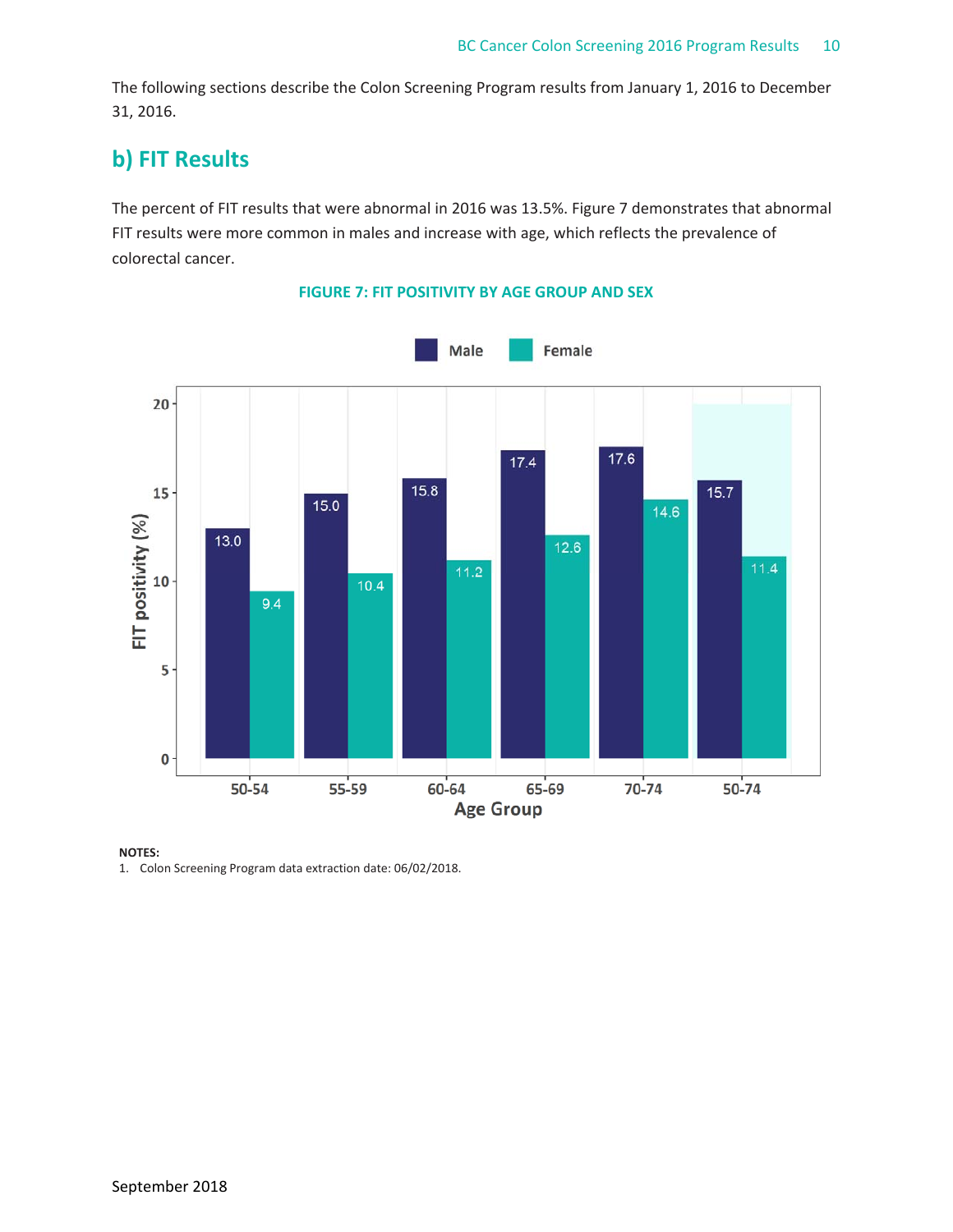The following sections describe the Colon Screening Program results from January 1, 2016 to December 31, 2016.

## b) FIT Results

The percent of FIT results that were abnormal in 2016 was 13.5%. Figure 7 demonstrates that abnormal FIT results were more common in males and increase with age, which reflects the prevalence of colorectal cancer.

**FIGURE 7: FIT POSITIVITY BY AGE GROUP AND SEX**

| Age Group | Male | Female |
|---|---|---|
| 50-54 | 13.0 | 9.4 |
| 55-59 | 15.0 | 10.4 |
| 60-64 | 15.8 | 11.2 |
| 65-69 | 17.4 | 12.6 |
| 70-74 | 17.6 | 14.6 |
| 50-74 | 15.7 | 11.4 |

**NOTES:**

1. Colon Screening Program data extraction date: 06/02/2018.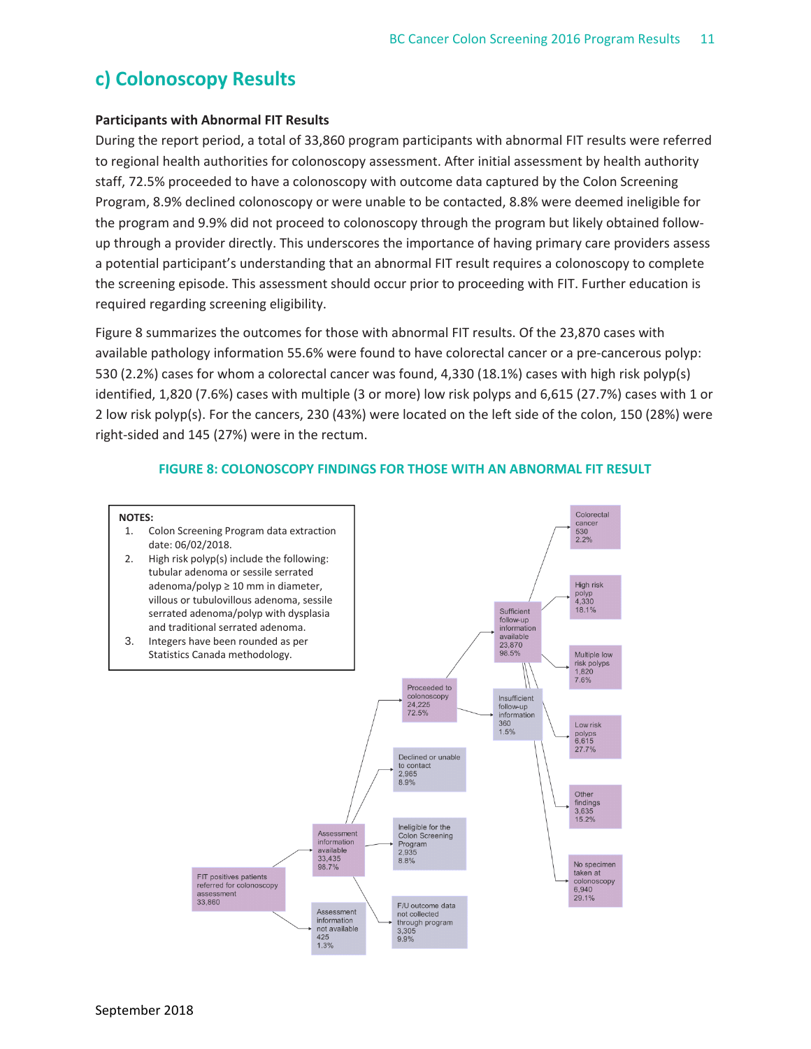## c) Colonoscopy Results

**Participants with Abnormal FIT Results**

During the report period, a total of 33,860 program participants with abnormal FIT results were referred to regional health authorities for colonoscopy assessment. After initial assessment by health authority staff, 72.5% proceeded to have a colonoscopy with outcome data captured by the Colon Screening Program, 8.9% declined colonoscopy or were unable to be contacted, 8.8% were deemed ineligible for the program and 9.9% did not proceed to colonoscopy through the program but likely obtained follow-up through a provider directly. This underscores the importance of having primary care providers assess a potential participant's understanding that an abnormal FIT result requires a colonoscopy to complete the screening episode. This assessment should occur prior to proceeding with FIT. Further education is required regarding screening eligibility.

Figure 8 summarizes the outcomes for those with abnormal FIT results. Of the 23,870 cases with available pathology information 55.6% were found to have colorectal cancer or a pre-cancerous polyp: 530 (2.2%) cases for whom a colorectal cancer was found, 4,330 (18.1%) cases with high risk polyp(s) identified, 1,820 (7.6%) cases with multiple (3 or more) low risk polyps and 6,615 (27.7%) cases with 1 or 2 low risk polyp(s). For the cancers, 230 (43%) were located on the left side of the colon, 150 (28%) were right-sided and 145 (27%) were in the rectum.

**FIGURE 8: COLONOSCOPY FINDINGS FOR THOSE WITH AN ABNORMAL FIT RESULT**

**NOTES:**

1. Colon Screening Program data extraction date: 06/02/2018.
2. High risk polyp(s) include the following: tubular adenoma or sessile serrated adenoma/polyp ≥ 10 mm in diameter, villous or tubulovillous adenoma, sessile serrated adenoma/polyp with dysplasia and traditional serrated adenoma.
3. Integers have been rounded as per Statistics Canada methodology.

- FIT positives patients referred for colonoscopy assessment: 33,860
  - Assessment information available: 33,435 (98.7%)
    - Proceeded to colonoscopy: 24,225 (72.5%)
      - Sufficient follow-up information available: 23,870 (98.5%)
        - Colorectal cancer: 530 (2.2%)
        - High risk polyp: 4,330 (18.1%)
        - Multiple low risk polyps: 1,820 (7.6%)
        - Low risk polyps: 6,615 (27.7%)
        - Other findings: 3,635 (15.2%)
        - No specimen taken at colonoscopy: 6,940 (29.1%)
      - Insufficient follow-up information: 360 (1.5%)
    - Declined or unable to contact: 2,965 (8.9%)
    - Ineligible for the Colon Screening Program: 2,935 (8.8%)
    - F/U outcome data not collected through program: 3,305 (9.9%)
  - Assessment information not available: 425 (1.3%)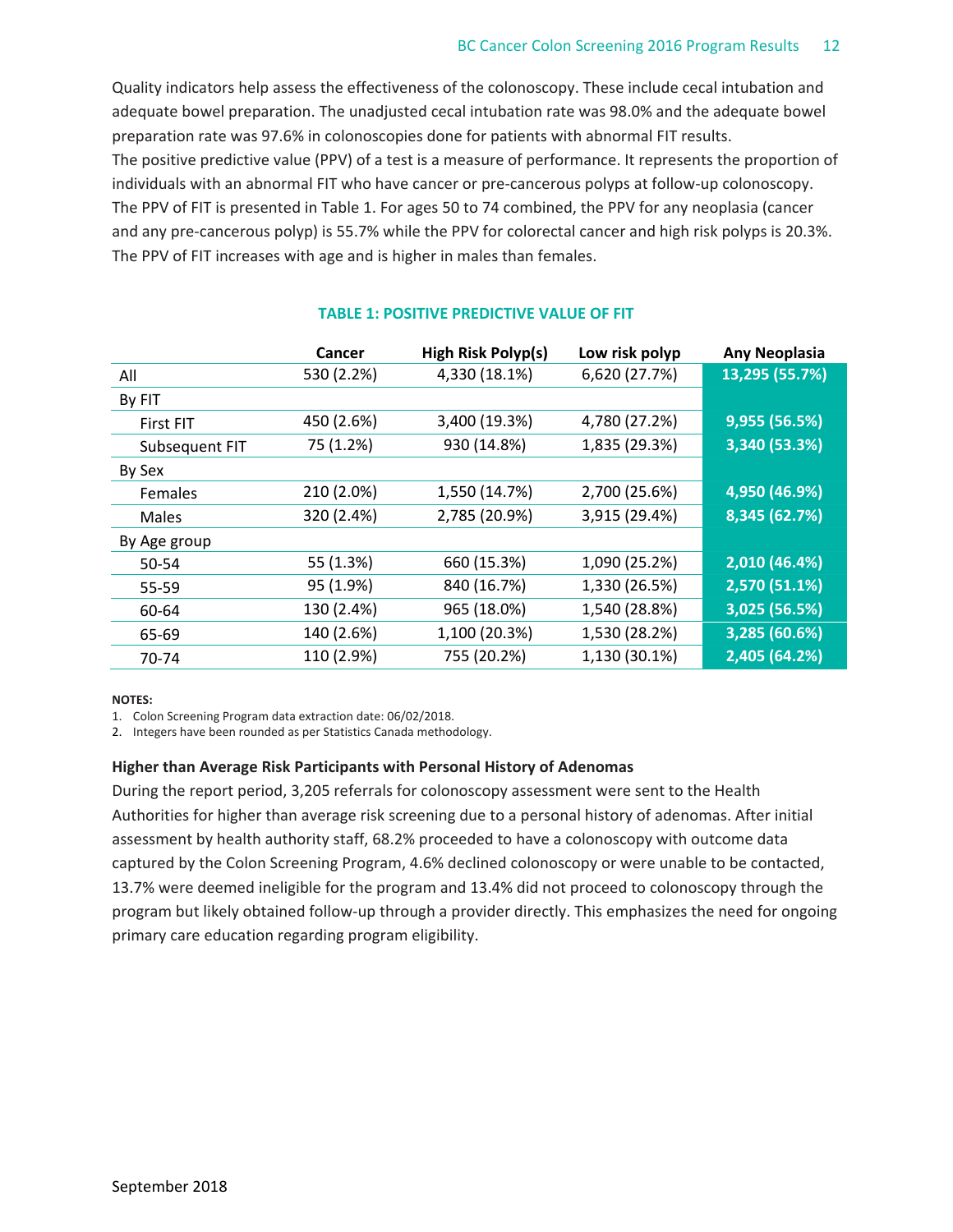Quality indicators help assess the effectiveness of the colonoscopy. These include cecal intubation and adequate bowel preparation. The unadjusted cecal intubation rate was 98.0% and the adequate bowel preparation rate was 97.6% in colonoscopies done for patients with abnormal FIT results.

The positive predictive value (PPV) of a test is a measure of performance. It represents the proportion of individuals with an abnormal FIT who have cancer or pre-cancerous polyps at follow-up colonoscopy. The PPV of FIT is presented in Table 1. For ages 50 to 74 combined, the PPV for any neoplasia (cancer and any pre-cancerous polyp) is 55.7% while the PPV for colorectal cancer and high risk polyps is 20.3%. The PPV of FIT increases with age and is higher in males than females.

**TABLE 1: POSITIVE PREDICTIVE VALUE OF FIT**

| | Cancer | High Risk Polyp(s) | Low risk polyp | Any Neoplasia |
|---|---|---|---|---|
| All | 530 (2.2%) | 4,330 (18.1%) | 6,620 (27.7%) | **13,295 (55.7%)** |
| By FIT | | | | |
| First FIT | 450 (2.6%) | 3,400 (19.3%) | 4,780 (27.2%) | **9,955 (56.5%)** |
| Subsequent FIT | 75 (1.2%) | 930 (14.8%) | 1,835 (29.3%) | **3,340 (53.3%)** |
| By Sex | | | | |
| Females | 210 (2.0%) | 1,550 (14.7%) | 2,700 (25.6%) | **4,950 (46.9%)** |
| Males | 320 (2.4%) | 2,785 (20.9%) | 3,915 (29.4%) | **8,345 (62.7%)** |
| By Age group | | | | |
| 50-54 | 55 (1.3%) | 660 (15.3%) | 1,090 (25.2%) | **2,010 (46.4%)** |
| 55-59 | 95 (1.9%) | 840 (16.7%) | 1,330 (26.5%) | **2,570 (51.1%)** |
| 60-64 | 130 (2.4%) | 965 (18.0%) | 1,540 (28.8%) | **3,025 (56.5%)** |
| 65-69 | 140 (2.6%) | 1,100 (20.3%) | 1,530 (28.2%) | **3,285 (60.6%)** |
| 70-74 | 110 (2.9%) | 755 (20.2%) | 1,130 (30.1%) | **2,405 (64.2%)** |

**NOTES:**

1. Colon Screening Program data extraction date: 06/02/2018.
2. Integers have been rounded as per Statistics Canada methodology.

### Higher than Average Risk Participants with Personal History of Adenomas

During the report period, 3,205 referrals for colonoscopy assessment were sent to the Health Authorities for higher than average risk screening due to a personal history of adenomas. After initial assessment by health authority staff, 68.2% proceeded to have a colonoscopy with outcome data captured by the Colon Screening Program, 4.6% declined colonoscopy or were unable to be contacted, 13.7% were deemed ineligible for the program and 13.4% did not proceed to colonoscopy through the program but likely obtained follow-up through a provider directly. This emphasizes the need for ongoing primary care education regarding program eligibility.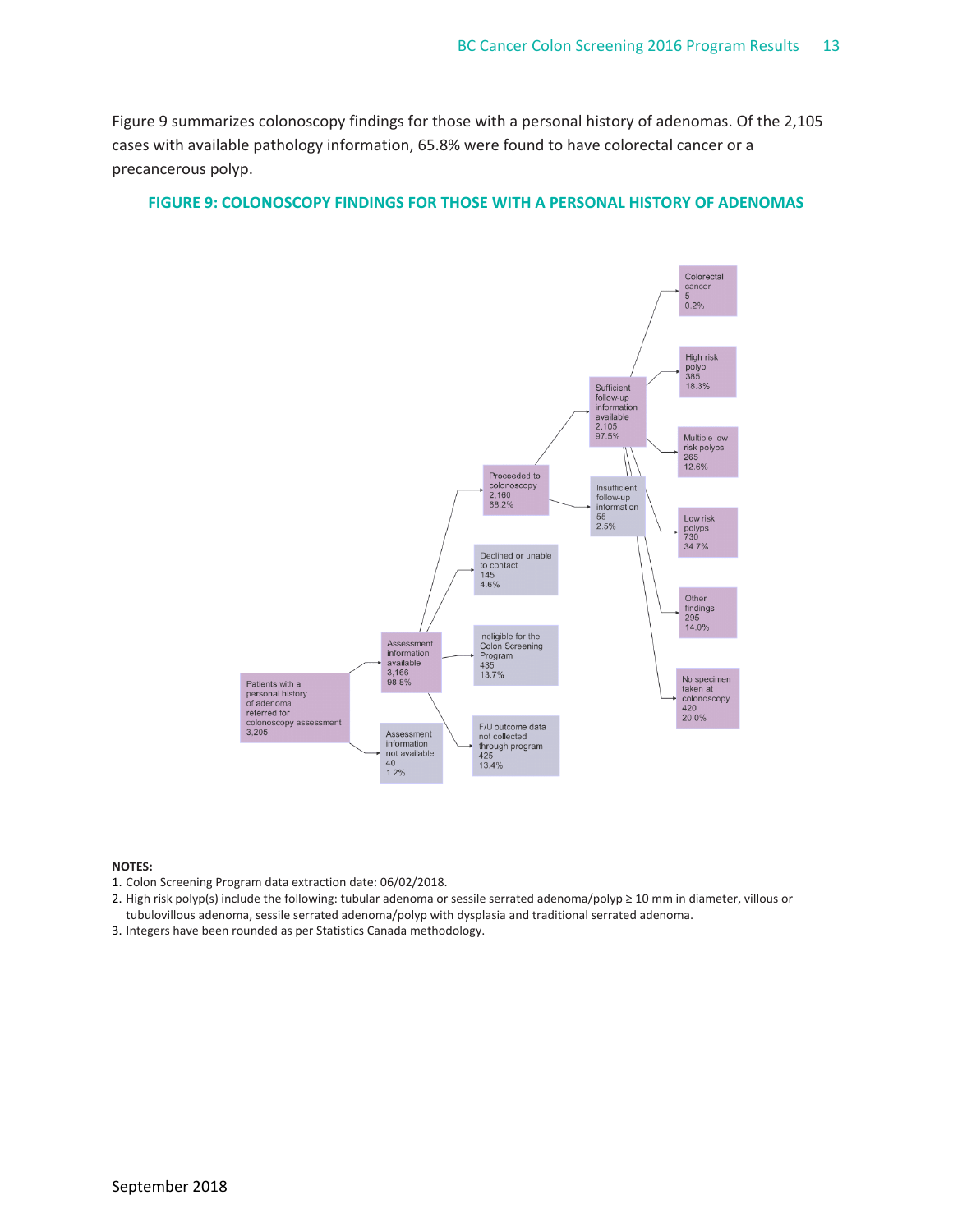Figure 9 summarizes colonoscopy findings for those with a personal history of adenomas. Of the 2,105 cases with available pathology information, 65.8% were found to have colorectal cancer or a precancerous polyp.

### FIGURE 9: COLONOSCOPY FINDINGS FOR THOSE WITH A PERSONAL HISTORY OF ADENOMAS

- Patients with a personal history of adenoma referred for colonoscopy assessment: 3,205
  - Assessment information available: 3,166 (98.8%)
    - Proceeded to colonoscopy: 2,160 (68.2%)
      - Sufficient follow-up information available: 2,105 (97.5%)
        - Colorectal cancer: 5 (0.2%)
        - High risk polyp: 385 (18.3%)
        - Multiple low risk polyps: 265 (12.6%)
        - Low risk polyps: 730 (34.7%)
        - Other findings: 295 (14.0%)
        - No specimen taken at colonoscopy: 420 (20.0%)
      - Insufficient follow-up information: 55 (2.5%)
    - Declined or unable to contact: 145 (4.6%)
    - Ineligible for the Colon Screening Program: 435 (13.7%)
    - F/U outcome data not collected through program: 425 (13.4%)
  - Assessment information not available: 40 (1.2%)

**NOTES:**

1. Colon Screening Program data extraction date: 06/02/2018.
2. High risk polyp(s) include the following: tubular adenoma or sessile serrated adenoma/polyp ≥ 10 mm in diameter, villous or tubulovillous adenoma, sessile serrated adenoma/polyp with dysplasia and traditional serrated adenoma.
3. Integers have been rounded as per Statistics Canada methodology.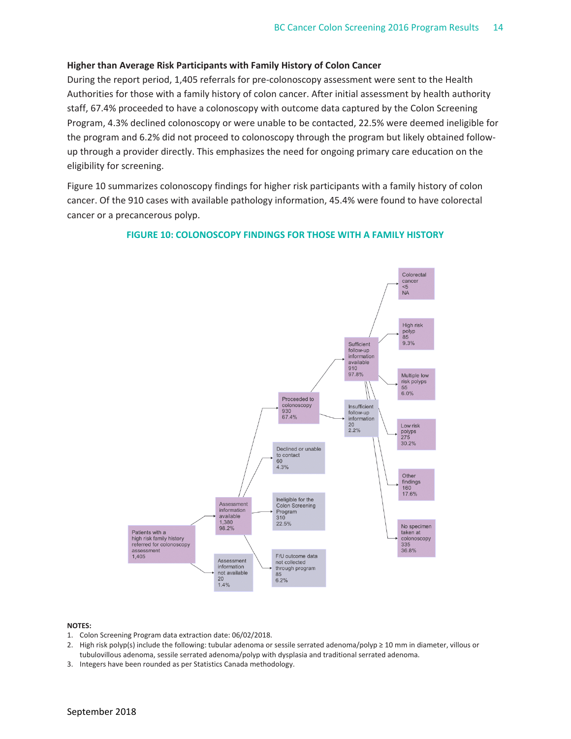**Higher than Average Risk Participants with Family History of Colon Cancer**

During the report period, 1,405 referrals for pre-colonoscopy assessment were sent to the Health Authorities for those with a family history of colon cancer. After initial assessment by health authority staff, 67.4% proceeded to have a colonoscopy with outcome data captured by the Colon Screening Program, 4.3% declined colonoscopy or were unable to be contacted, 22.5% were deemed ineligible for the program and 6.2% did not proceed to colonoscopy through the program but likely obtained follow-up through a provider directly. This emphasizes the need for ongoing primary care education on the eligibility for screening.

Figure 10 summarizes colonoscopy findings for higher risk participants with a family history of colon cancer. Of the 910 cases with available pathology information, 45.4% were found to have colorectal cancer or a precancerous polyp.

**FIGURE 10: COLONOSCOPY FINDINGS FOR THOSE WITH A FAMILY HISTORY**

- Patients with a high risk family history referred for colonoscopy assessment: 1,405
  - Assessment information available: 1,380 (98.2%)
    - Proceeded to colonoscopy: 930 (67.4%)
      - Sufficient follow-up information available: 910 (97.8%)
        - Colorectal cancer: <5 (NA)
        - High risk polyp: 85 (9.3%)
        - Multiple low risk polyps: 55 (6.0%)
        - Low risk polyps: 275 (30.2%)
        - Other findings: 160 (17.6%)
        - No specimen taken at colonoscopy: 335 (36.8%)
      - Insufficient follow-up information: 20 (2.2%)
    - Declined or unable to contact: 60 (4.3%)
    - Ineligible for the Colon Screening Program: 310 (22.5%)
    - F/U outcome data not collected through program: 85 (6.2%)
  - Assessment information not available: 20 (1.4%)

**NOTES:**

1. Colon Screening Program data extraction date: 06/02/2018.
2. High risk polyp(s) include the following: tubular adenoma or sessile serrated adenoma/polyp ≥ 10 mm in diameter, villous or tubulovillous adenoma, sessile serrated adenoma/polyp with dysplasia and traditional serrated adenoma.
3. Integers have been rounded as per Statistics Canada methodology.

September 2018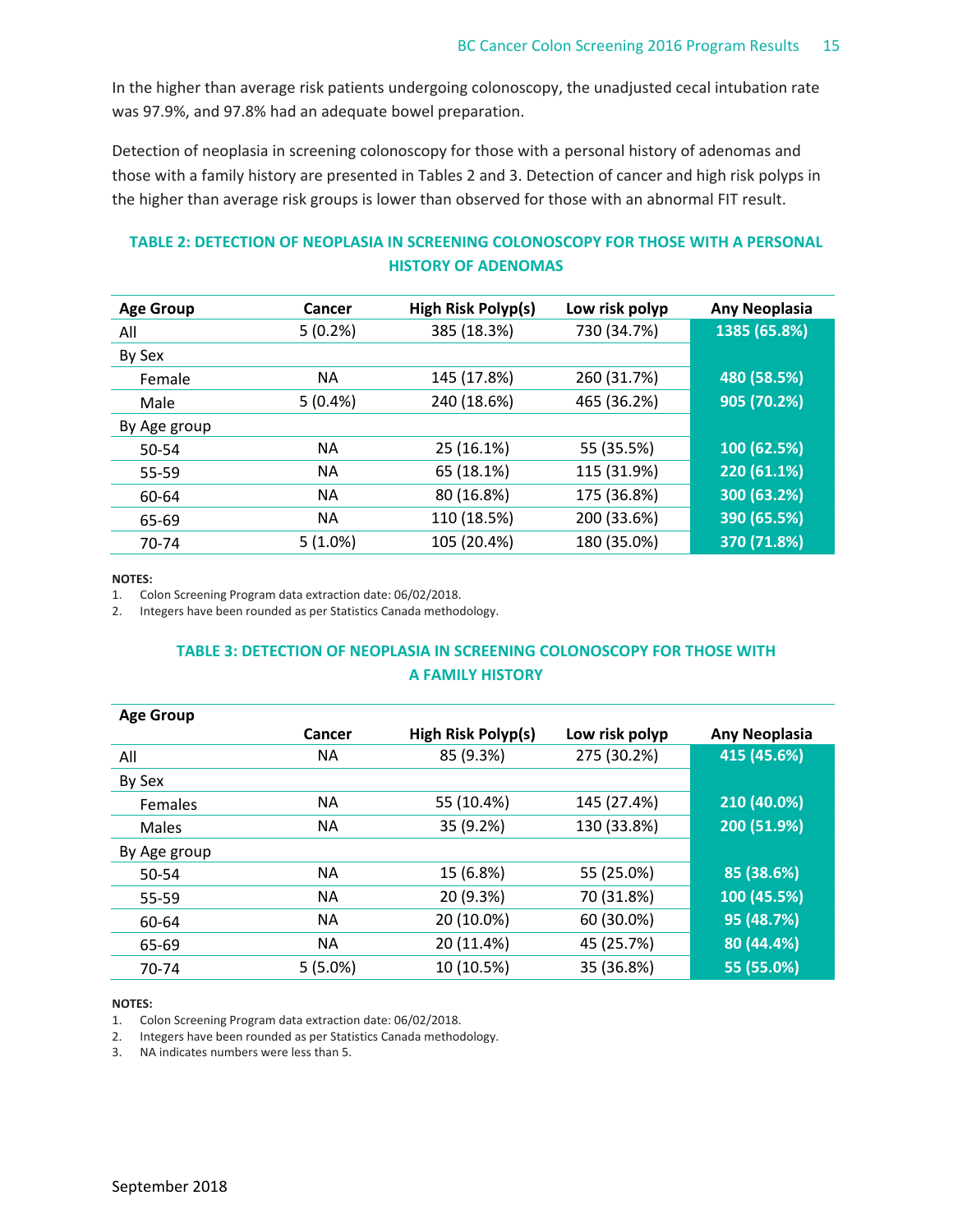In the higher than average risk patients undergoing colonoscopy, the unadjusted cecal intubation rate was 97.9%, and 97.8% had an adequate bowel preparation.

Detection of neoplasia in screening colonoscopy for those with a personal history of adenomas and those with a family history are presented in Tables 2 and 3. Detection of cancer and high risk polyps in the higher than average risk groups is lower than observed for those with an abnormal FIT result.

### TABLE 2: DETECTION OF NEOPLASIA IN SCREENING COLONOSCOPY FOR THOSE WITH A PERSONAL HISTORY OF ADENOMAS

| Age Group | Cancer | High Risk Polyp(s) | Low risk polyp | Any Neoplasia |
|---|---|---|---|---|
| All | 5 (0.2%) | 385 (18.3%) | 730 (34.7%) | 1385 (65.8%) |
| By Sex | | | | |
| Female | NA | 145 (17.8%) | 260 (31.7%) | 480 (58.5%) |
| Male | 5 (0.4%) | 240 (18.6%) | 465 (36.2%) | 905 (70.2%) |
| By Age group | | | | |
| 50-54 | NA | 25 (16.1%) | 55 (35.5%) | 100 (62.5%) |
| 55-59 | NA | 65 (18.1%) | 115 (31.9%) | 220 (61.1%) |
| 60-64 | NA | 80 (16.8%) | 175 (36.8%) | 300 (63.2%) |
| 65-69 | NA | 110 (18.5%) | 200 (33.6%) | 390 (65.5%) |
| 70-74 | 5 (1.0%) | 105 (20.4%) | 180 (35.0%) | 370 (71.8%) |

**NOTES:**

1. Colon Screening Program data extraction date: 06/02/2018.
2. Integers have been rounded as per Statistics Canada methodology.

### TABLE 3: DETECTION OF NEOPLASIA IN SCREENING COLONOSCOPY FOR THOSE WITH A FAMILY HISTORY

| Age Group | Cancer | High Risk Polyp(s) | Low risk polyp | Any Neoplasia |
|---|---|---|---|---|
| All | NA | 85 (9.3%) | 275 (30.2%) | 415 (45.6%) |
| By Sex | | | | |
| Females | NA | 55 (10.4%) | 145 (27.4%) | 210 (40.0%) |
| Males | NA | 35 (9.2%) | 130 (33.8%) | 200 (51.9%) |
| By Age group | | | | |
| 50-54 | NA | 15 (6.8%) | 55 (25.0%) | 85 (38.6%) |
| 55-59 | NA | 20 (9.3%) | 70 (31.8%) | 100 (45.5%) |
| 60-64 | NA | 20 (10.0%) | 60 (30.0%) | 95 (48.7%) |
| 65-69 | NA | 20 (11.4%) | 45 (25.7%) | 80 (44.4%) |
| 70-74 | 5 (5.0%) | 10 (10.5%) | 35 (36.8%) | 55 (55.0%) |

**NOTES:**

1. Colon Screening Program data extraction date: 06/02/2018.
2. Integers have been rounded as per Statistics Canada methodology.
3. NA indicates numbers were less than 5.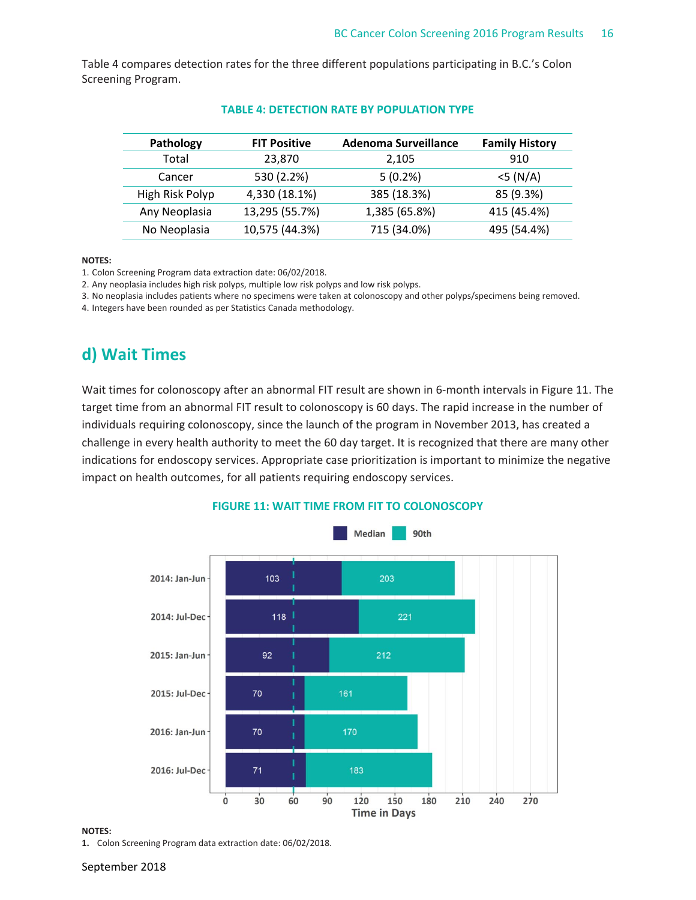Table 4 compares detection rates for the three different populations participating in B.C.'s Colon Screening Program.

**TABLE 4: DETECTION RATE BY POPULATION TYPE**

| Pathology | FIT Positive | Adenoma Surveillance | Family History |
|---|---|---|---|
| Total | 23,870 | 2,105 | 910 |
| Cancer | 530 (2.2%) | 5 (0.2%) | <5 (N/A) |
| High Risk Polyp | 4,330 (18.1%) | 385 (18.3%) | 85 (9.3%) |
| Any Neoplasia | 13,295 (55.7%) | 1,385 (65.8%) | 415 (45.4%) |
| No Neoplasia | 10,575 (44.3%) | 715 (34.0%) | 495 (54.4%) |

**NOTES:**

1. Colon Screening Program data extraction date: 06/02/2018.
2. Any neoplasia includes high risk polyps, multiple low risk polyps and low risk polyps.
3. No neoplasia includes patients where no specimens were taken at colonoscopy and other polyps/specimens being removed.
4. Integers have been rounded as per Statistics Canada methodology.

## d) Wait Times

Wait times for colonoscopy after an abnormal FIT result are shown in 6-month intervals in Figure 11. The target time from an abnormal FIT result to colonoscopy is 60 days. The rapid increase in the number of individuals requiring colonoscopy, since the launch of the program in November 2013, has created a challenge in every health authority to meet the 60 day target. It is recognized that there are many other indications for endoscopy services. Appropriate case prioritization is important to minimize the negative impact on health outcomes, for all patients requiring endoscopy services.

**FIGURE 11: WAIT TIME FROM FIT TO COLONOSCOPY**

| Period | Median (days) | 90th (days) |
|---|---|---|
| 2014: Jan-Jun | 103 | 203 |
| 2014: Jul-Dec | 118 | 221 |
| 2015: Jan-Jun | 92 | 212 |
| 2015: Jul-Dec | 70 | 161 |
| 2016: Jan-Jun | 70 | 170 |
| 2016: Jul-Dec | 71 | 183 |

**NOTES:**

1. Colon Screening Program data extraction date: 06/02/2018.

September 2018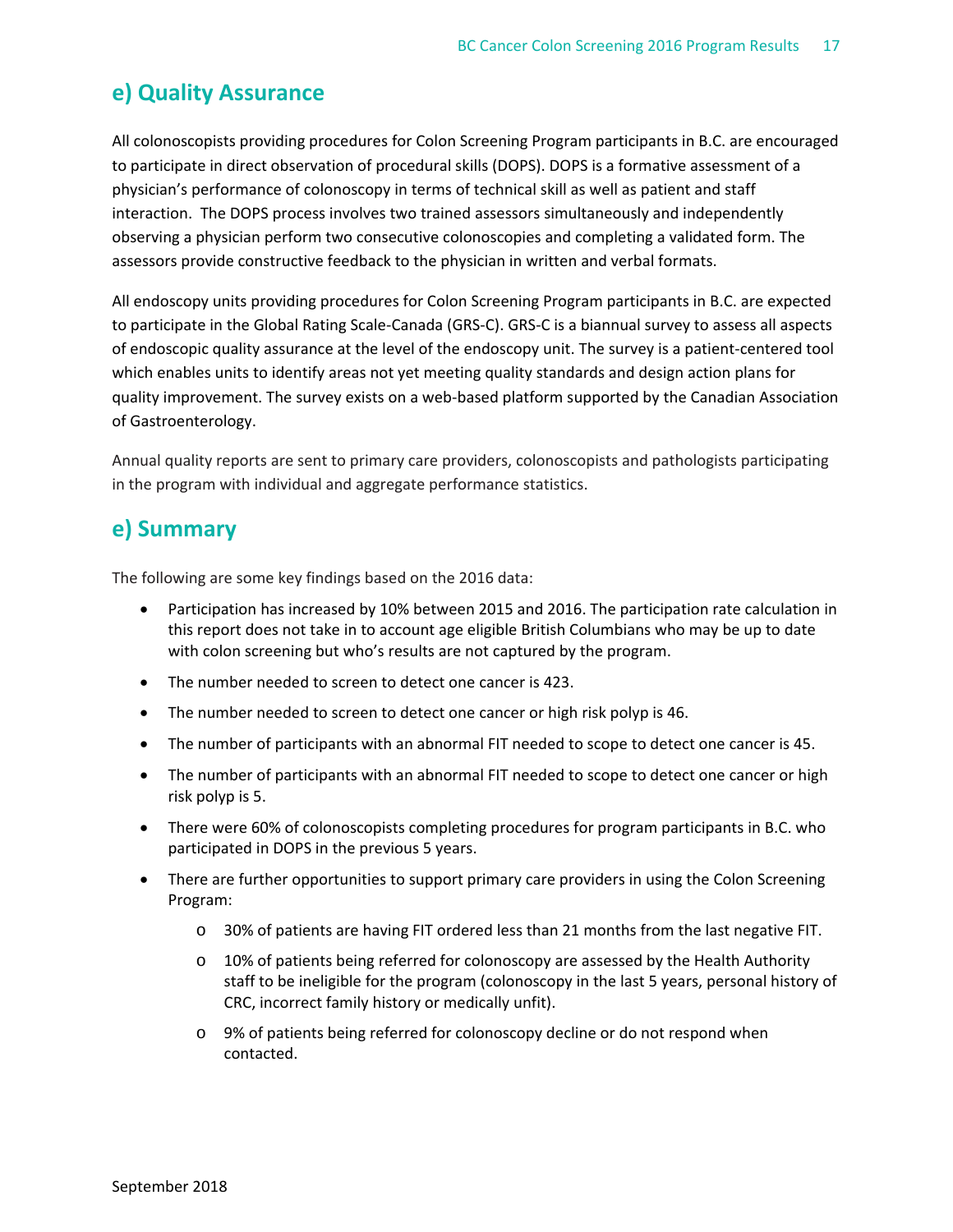## e) Quality Assurance

All colonoscopists providing procedures for Colon Screening Program participants in B.C. are encouraged to participate in direct observation of procedural skills (DOPS). DOPS is a formative assessment of a physician's performance of colonoscopy in terms of technical skill as well as patient and staff interaction. The DOPS process involves two trained assessors simultaneously and independently observing a physician perform two consecutive colonoscopies and completing a validated form. The assessors provide constructive feedback to the physician in written and verbal formats.

All endoscopy units providing procedures for Colon Screening Program participants in B.C. are expected to participate in the Global Rating Scale-Canada (GRS-C). GRS-C is a biannual survey to assess all aspects of endoscopic quality assurance at the level of the endoscopy unit. The survey is a patient-centered tool which enables units to identify areas not yet meeting quality standards and design action plans for quality improvement. The survey exists on a web-based platform supported by the Canadian Association of Gastroenterology.

Annual quality reports are sent to primary care providers, colonoscopists and pathologists participating in the program with individual and aggregate performance statistics.

## e) Summary

The following are some key findings based on the 2016 data:

- Participation has increased by 10% between 2015 and 2016. The participation rate calculation in this report does not take in to account age eligible British Columbians who may be up to date with colon screening but who's results are not captured by the program.
- The number needed to screen to detect one cancer is 423.
- The number needed to screen to detect one cancer or high risk polyp is 46.
- The number of participants with an abnormal FIT needed to scope to detect one cancer is 45.
- The number of participants with an abnormal FIT needed to scope to detect one cancer or high risk polyp is 5.
- There were 60% of colonoscopists completing procedures for program participants in B.C. who participated in DOPS in the previous 5 years.
- There are further opportunities to support primary care providers in using the Colon Screening Program:
  - 30% of patients are having FIT ordered less than 21 months from the last negative FIT.
  - 10% of patients being referred for colonoscopy are assessed by the Health Authority staff to be ineligible for the program (colonoscopy in the last 5 years, personal history of CRC, incorrect family history or medically unfit).
  - 9% of patients being referred for colonoscopy decline or do not respond when contacted.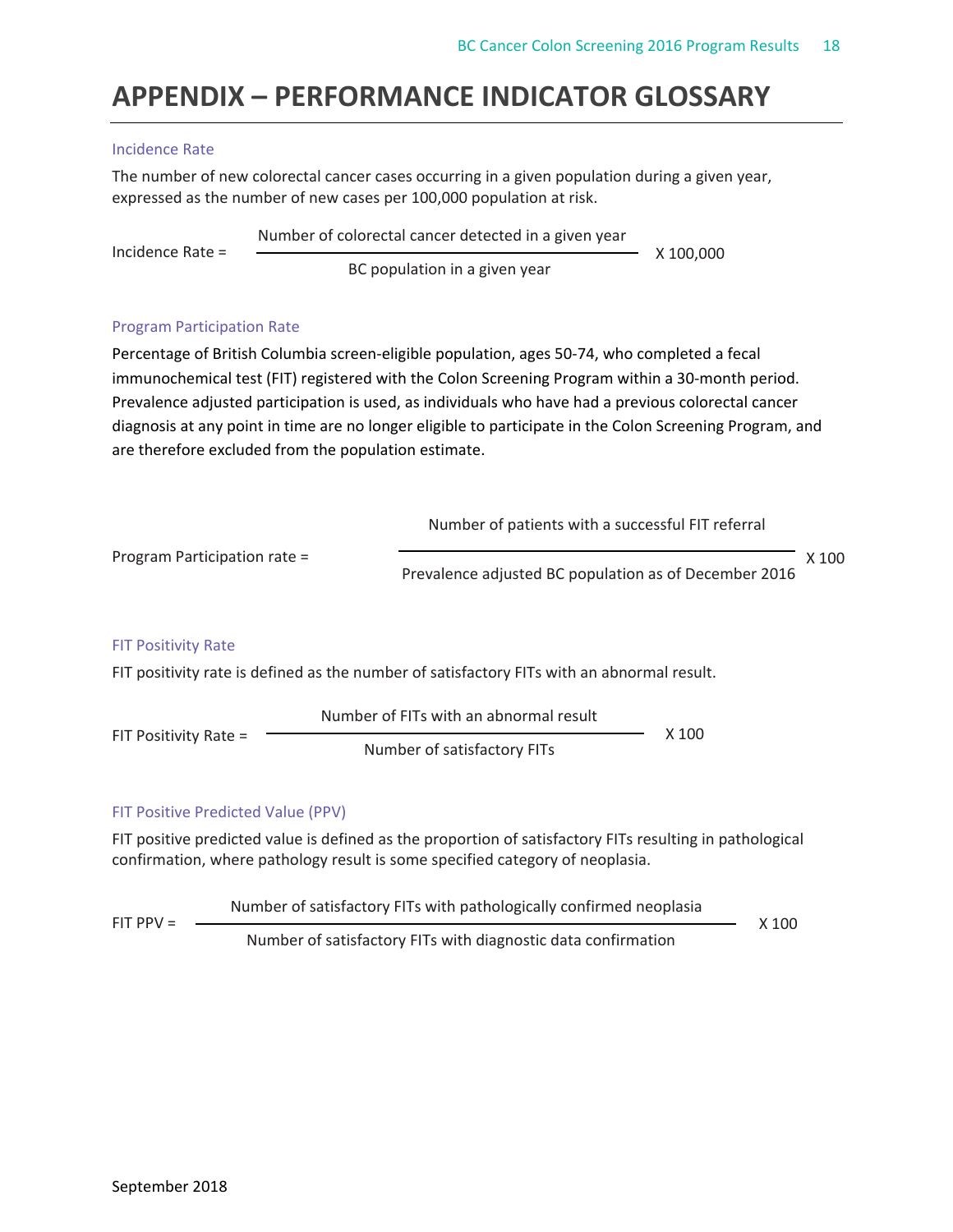# APPENDIX – PERFORMANCE INDICATOR GLOSSARY

### Incidence Rate

The number of new colorectal cancer cases occurring in a given population during a given year, expressed as the number of new cases per 100,000 population at risk.

$$\text{Incidence Rate} = \frac{\text{Number of colorectal cancer detected in a given year}}{\text{BC population in a given year}} \times 100{,}000$$

### Program Participation Rate

Percentage of British Columbia screen-eligible population, ages 50-74, who completed a fecal immunochemical test (FIT) registered with the Colon Screening Program within a 30-month period. Prevalence adjusted participation is used, as individuals who have had a previous colorectal cancer diagnosis at any point in time are no longer eligible to participate in the Colon Screening Program, and are therefore excluded from the population estimate.

$$\text{Program Participation rate} = \frac{\text{Number of patients with a successful FIT referral}}{\text{Prevalence adjusted BC population as of December 2016}} \times 100$$

### FIT Positivity Rate

FIT positivity rate is defined as the number of satisfactory FITs with an abnormal result.

$$\text{FIT Positivity Rate} = \frac{\text{Number of FITs with an abnormal result}}{\text{Number of satisfactory FITs}} \times 100$$

### FIT Positive Predicted Value (PPV)

FIT positive predicted value is defined as the proportion of satisfactory FITs resulting in pathological confirmation, where pathology result is some specified category of neoplasia.

$$\text{FIT PPV} = \frac{\text{Number of satisfactory FITs with pathologically confirmed neoplasia}}{\text{Number of satisfactory FITs with diagnostic data confirmation}} \times 100$$

September 2018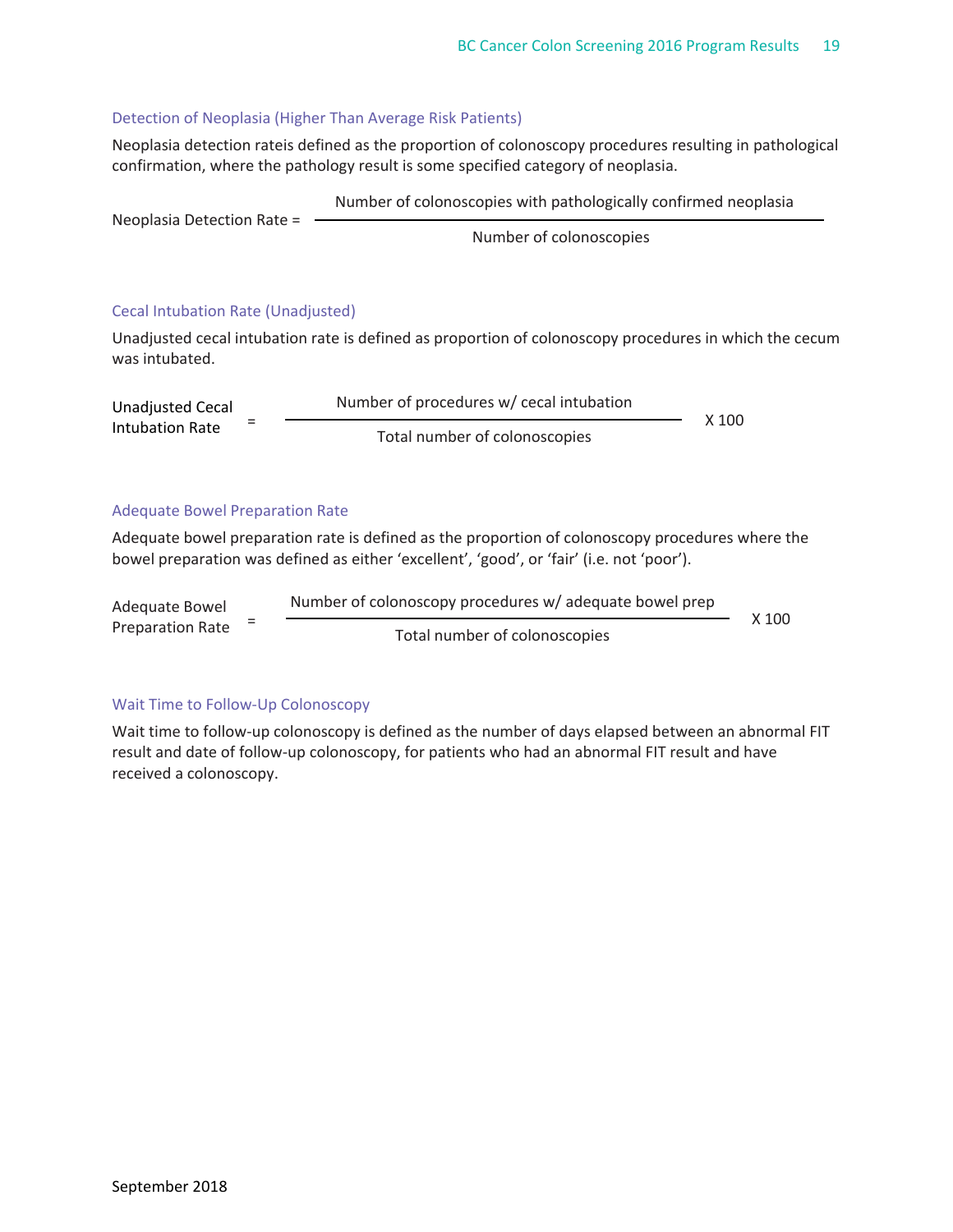### Detection of Neoplasia (Higher Than Average Risk Patients)

Neoplasia detection rateis defined as the proportion of colonoscopy procedures resulting in pathological confirmation, where the pathology result is some specified category of neoplasia.

$$\text{Neoplasia Detection Rate} = \frac{\text{Number of colonoscopies with pathologically confirmed neoplasia}}{\text{Number of colonoscopies}}$$

### Cecal Intubation Rate (Unadjusted)

Unadjusted cecal intubation rate is defined as proportion of colonoscopy procedures in which the cecum was intubated.

$$\text{Unadjusted Cecal Intubation Rate} = \frac{\text{Number of procedures w/ cecal intubation}}{\text{Total number of colonoscopies}} \times 100$$

### Adequate Bowel Preparation Rate

Adequate bowel preparation rate is defined as the proportion of colonoscopy procedures where the bowel preparation was defined as either 'excellent', 'good', or 'fair' (i.e. not 'poor').

$$\text{Adequate Bowel Preparation Rate} = \frac{\text{Number of colonoscopy procedures w/ adequate bowel prep}}{\text{Total number of colonoscopies}} \times 100$$

### Wait Time to Follow-Up Colonoscopy

Wait time to follow-up colonoscopy is defined as the number of days elapsed between an abnormal FIT result and date of follow-up colonoscopy, for patients who had an abnormal FIT result and have received a colonoscopy.